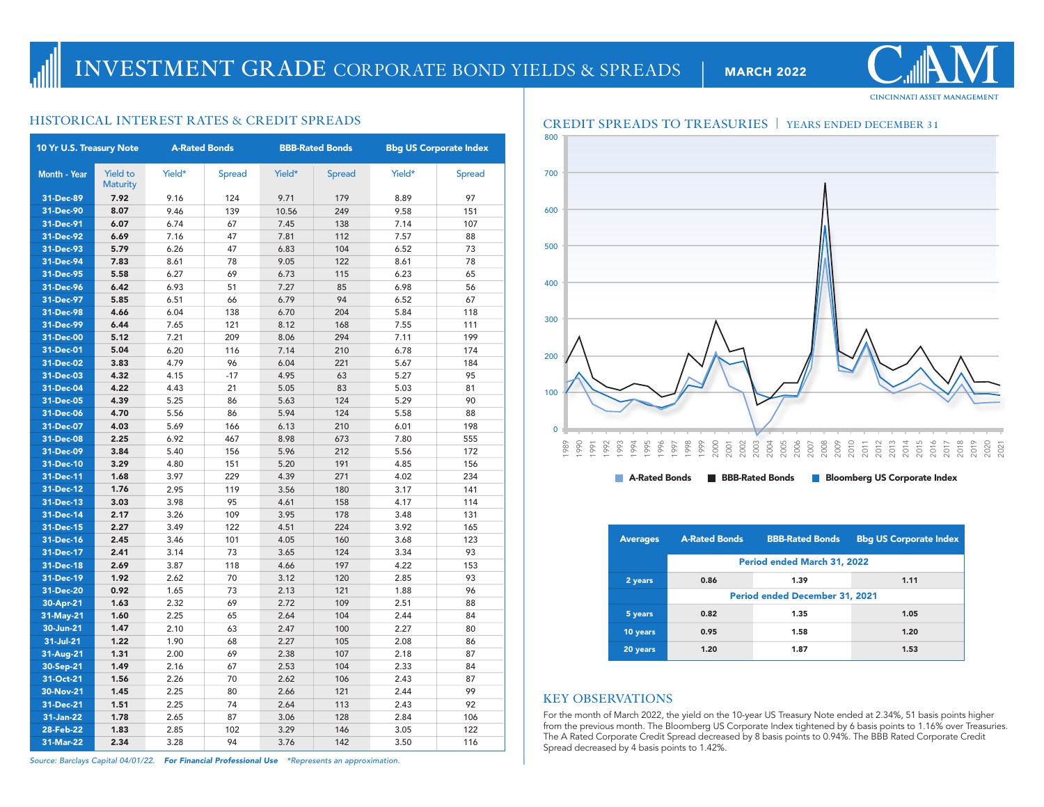# INVESTMENT GRADE CORPORATE BOND YIELDS & SPREADS

**MARCH 2022**

CINCINNATI ASSET MANAGEMENT

## HISTORICAL INTEREST RATES & CREDIT SPREADS

| 10 Yr U.S. Treasury Note | | A-Rated Bonds | | BBB-Rated Bonds | | Bbg US Corporate Index | |
|---|---|---|---|---|---|---|---|
| Month - Year | Yield to Maturity | Yield* | Spread | Yield* | Spread | Yield* | Spread |
| 31-Dec-89 | 7.92 | 9.16 | 124 | 9.71 | 179 | 8.89 | 97 |
| 31-Dec-90 | 8.07 | 9.46 | 139 | 10.56 | 249 | 9.58 | 151 |
| 31-Dec-91 | 6.07 | 6.74 | 67 | 7.45 | 138 | 7.14 | 107 |
| 31-Dec-92 | 6.69 | 7.16 | 47 | 7.81 | 112 | 7.57 | 88 |
| 31-Dec-93 | 5.79 | 6.26 | 47 | 6.83 | 104 | 6.52 | 73 |
| 31-Dec-94 | 7.83 | 8.61 | 78 | 9.05 | 122 | 8.61 | 78 |
| 31-Dec-95 | 5.58 | 6.27 | 69 | 6.73 | 115 | 6.23 | 65 |
| 31-Dec-96 | 6.42 | 6.93 | 51 | 7.27 | 85 | 6.98 | 56 |
| 31-Dec-97 | 5.85 | 6.51 | 66 | 6.79 | 94 | 6.52 | 67 |
| 31-Dec-98 | 4.66 | 6.04 | 138 | 6.70 | 204 | 5.84 | 118 |
| 31-Dec-99 | 6.44 | 7.65 | 121 | 8.12 | 168 | 7.55 | 111 |
| 31-Dec-00 | 5.12 | 7.21 | 209 | 8.06 | 294 | 7.11 | 199 |
| 31-Dec-01 | 5.04 | 6.20 | 116 | 7.14 | 210 | 6.78 | 174 |
| 31-Dec-02 | 3.83 | 4.79 | 96 | 6.04 | 221 | 5.67 | 184 |
| 31-Dec-03 | 4.32 | 4.15 | -17 | 4.95 | 63 | 5.27 | 95 |
| 31-Dec-04 | 4.22 | 4.43 | 21 | 5.05 | 83 | 5.03 | 81 |
| 31-Dec-05 | 4.39 | 5.25 | 86 | 5.63 | 124 | 5.29 | 90 |
| 31-Dec-06 | 4.70 | 5.56 | 86 | 5.94 | 124 | 5.58 | 88 |
| 31-Dec-07 | 4.03 | 5.69 | 166 | 6.13 | 210 | 6.01 | 198 |
| 31-Dec-08 | 2.25 | 6.92 | 467 | 8.98 | 673 | 7.80 | 555 |
| 31-Dec-09 | 3.84 | 5.40 | 156 | 5.96 | 212 | 5.56 | 172 |
| 31-Dec-10 | 3.29 | 4.80 | 151 | 5.20 | 191 | 4.85 | 156 |
| 31-Dec-11 | 1.68 | 3.97 | 229 | 4.39 | 271 | 4.02 | 234 |
| 31-Dec-12 | 1.76 | 2.95 | 119 | 3.56 | 180 | 3.17 | 141 |
| 31-Dec-13 | 3.03 | 3.98 | 95 | 4.61 | 158 | 4.17 | 114 |
| 31-Dec-14 | 2.17 | 3.26 | 109 | 3.95 | 178 | 3.48 | 131 |
| 31-Dec-15 | 2.27 | 3.49 | 122 | 4.51 | 224 | 3.92 | 165 |
| 31-Dec-16 | 2.45 | 3.46 | 101 | 4.05 | 160 | 3.68 | 123 |
| 31-Dec-17 | 2.41 | 3.14 | 73 | 3.65 | 124 | 3.34 | 93 |
| 31-Dec-18 | 2.69 | 3.87 | 118 | 4.66 | 197 | 4.22 | 153 |
| 31-Dec-19 | 1.92 | 2.62 | 70 | 3.12 | 120 | 2.85 | 93 |
| 31-Dec-20 | 0.92 | 1.65 | 73 | 2.13 | 121 | 1.88 | 96 |
| 30-Apr-21 | 1.63 | 2.32 | 69 | 2.72 | 109 | 2.51 | 88 |
| 31-May-21 | 1.60 | 2.25 | 65 | 2.64 | 104 | 2.44 | 84 |
| 30-Jun-21 | 1.47 | 2.10 | 63 | 2.47 | 100 | 2.27 | 80 |
| 31-Jul-21 | 1.22 | 1.90 | 68 | 2.27 | 105 | 2.08 | 86 |
| 31-Aug-21 | 1.31 | 2.00 | 69 | 2.38 | 107 | 2.18 | 87 |
| 30-Sep-21 | 1.49 | 2.16 | 67 | 2.53 | 104 | 2.33 | 84 |
| 31-Oct-21 | 1.56 | 2.26 | 70 | 2.62 | 106 | 2.43 | 87 |
| 30-Nov-21 | 1.45 | 2.25 | 80 | 2.66 | 121 | 2.44 | 99 |
| 31-Dec-21 | 1.51 | 2.25 | 74 | 2.64 | 113 | 2.43 | 92 |
| 31-Jan-22 | 1.78 | 2.65 | 87 | 3.06 | 128 | 2.84 | 106 |
| 28-Feb-22 | 1.83 | 2.85 | 102 | 3.29 | 146 | 3.05 | 122 |
| 31-Mar-22 | 2.34 | 3.28 | 94 | 3.76 | 142 | 3.50 | 116 |

*Source: Barclays Capital 04/01/22.* ***For Financial Professional Use*** *\*Represents an approximation.*

## CREDIT SPREADS TO TREASURIES | YEARS ENDED DECEMBER 31

| Averages | A-Rated Bonds | BBB-Rated Bonds | Bbg US Corporate Index |
|---|---|---|---|
| | Period ended March 31, 2022 | | |
| 2 years | 0.86 | 1.39 | 1.11 |
| | Period ended December 31, 2021 | | |
| 5 years | 0.82 | 1.35 | 1.05 |
| 10 years | 0.95 | 1.58 | 1.20 |
| 20 years | 1.20 | 1.87 | 1.53 |

## KEY OBSERVATIONS

For the month of March 2022, the yield on the 10-year US Treasury Note ended at 2.34%, 51 basis points higher from the previous month. The Bloomberg US Corporate Index tightened by 6 basis points to 1.16% over Treasuries. The A Rated Corporate Credit Spread decreased by 8 basis points to 0.94%. The BBB Rated Corporate Credit Spread decreased by 4 basis points to 1.42%.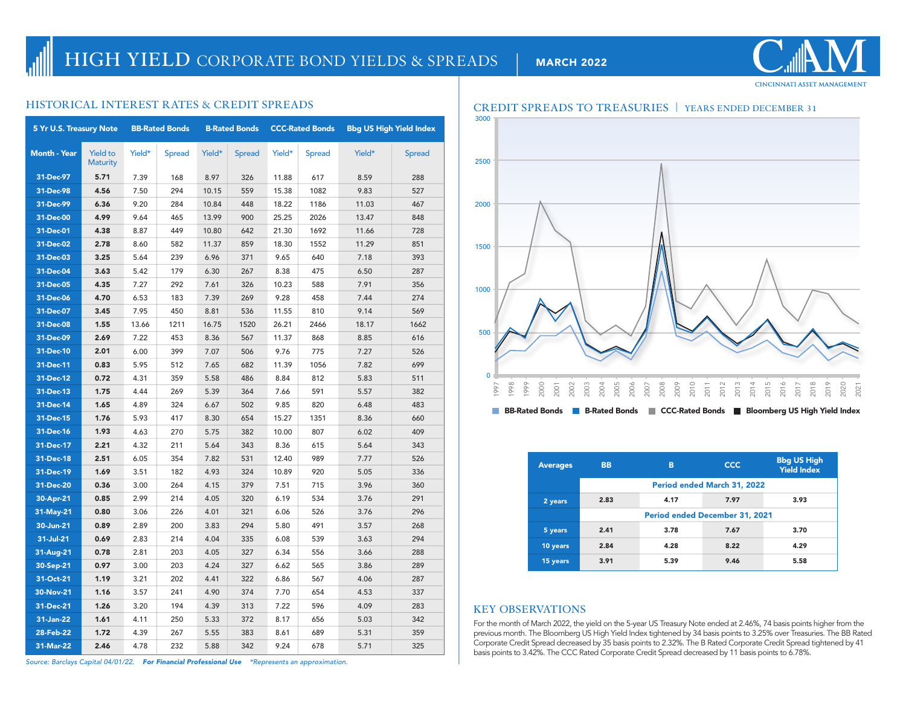# HIGH YIELD CORPORATE BOND YIELDS & SPREADS

**MARCH 2022**

CINCINNATI ASSET MANAGEMENT

## HISTORICAL INTEREST RATES & CREDIT SPREADS

| | 5 Yr U.S. Treasury Note | BB-Rated Bonds | | B-Rated Bonds | | CCC-Rated Bonds | | Bbg US High Yield Index | |
|---|---|---|---|---|---|---|---|---|---|
| Month - Year | Yield to Maturity | Yield* | Spread | Yield* | Spread | Yield* | Spread | Yield* | Spread |
| 31-Dec-97 | 5.71 | 7.39 | 168 | 8.97 | 326 | 11.88 | 617 | 8.59 | 288 |
| 31-Dec-98 | 4.56 | 7.50 | 294 | 10.15 | 559 | 15.38 | 1082 | 9.83 | 527 |
| 31-Dec-99 | 6.36 | 9.20 | 284 | 10.84 | 448 | 18.22 | 1186 | 11.03 | 467 |
| 31-Dec-00 | 4.99 | 9.64 | 465 | 13.99 | 900 | 25.25 | 2026 | 13.47 | 848 |
| 31-Dec-01 | 4.38 | 8.87 | 449 | 10.80 | 642 | 21.30 | 1692 | 11.66 | 728 |
| 31-Dec-02 | 2.78 | 8.60 | 582 | 11.37 | 859 | 18.30 | 1552 | 11.29 | 851 |
| 31-Dec-03 | 3.25 | 5.64 | 239 | 6.96 | 371 | 9.65 | 640 | 7.18 | 393 |
| 31-Dec-04 | 3.63 | 5.42 | 179 | 6.30 | 267 | 8.38 | 475 | 6.50 | 287 |
| 31-Dec-05 | 4.35 | 7.27 | 292 | 7.61 | 326 | 10.23 | 588 | 7.91 | 356 |
| 31-Dec-06 | 4.70 | 6.53 | 183 | 7.39 | 269 | 9.28 | 458 | 7.44 | 274 |
| 31-Dec-07 | 3.45 | 7.95 | 450 | 8.81 | 536 | 11.55 | 810 | 9.14 | 569 |
| 31-Dec-08 | 1.55 | 13.66 | 1211 | 16.75 | 1520 | 26.21 | 2466 | 18.17 | 1662 |
| 31-Dec-09 | 2.69 | 7.22 | 453 | 8.36 | 567 | 11.37 | 868 | 8.85 | 616 |
| 31-Dec-10 | 2.01 | 6.00 | 399 | 7.07 | 506 | 9.76 | 775 | 7.27 | 526 |
| 31-Dec-11 | 0.83 | 5.95 | 512 | 7.65 | 682 | 11.39 | 1056 | 7.82 | 699 |
| 31-Dec-12 | 0.72 | 4.31 | 359 | 5.58 | 486 | 8.84 | 812 | 5.83 | 511 |
| 31-Dec-13 | 1.75 | 4.44 | 269 | 5.39 | 364 | 7.66 | 591 | 5.57 | 382 |
| 31-Dec-14 | 1.65 | 4.89 | 324 | 6.67 | 502 | 9.85 | 820 | 6.48 | 483 |
| 31-Dec-15 | 1.76 | 5.93 | 417 | 8.30 | 654 | 15.27 | 1351 | 8.36 | 660 |
| 31-Dec-16 | 1.93 | 4.63 | 270 | 5.75 | 382 | 10.00 | 807 | 6.02 | 409 |
| 31-Dec-17 | 2.21 | 4.32 | 211 | 5.64 | 343 | 8.36 | 615 | 5.64 | 343 |
| 31-Dec-18 | 2.51 | 6.05 | 354 | 7.82 | 531 | 12.40 | 989 | 7.77 | 526 |
| 31-Dec-19 | 1.69 | 3.51 | 182 | 4.93 | 324 | 10.89 | 920 | 5.05 | 336 |
| 31-Dec-20 | 0.36 | 3.00 | 264 | 4.15 | 379 | 7.51 | 715 | 3.96 | 360 |
| 30-Apr-21 | 0.85 | 2.99 | 214 | 4.05 | 320 | 6.19 | 534 | 3.76 | 291 |
| 31-May-21 | 0.80 | 3.06 | 226 | 4.01 | 321 | 6.06 | 526 | 3.76 | 296 |
| 30-Jun-21 | 0.89 | 2.89 | 200 | 3.83 | 294 | 5.80 | 491 | 3.57 | 268 |
| 31-Jul-21 | 0.69 | 2.83 | 214 | 4.04 | 335 | 6.08 | 539 | 3.63 | 294 |
| 31-Aug-21 | 0.78 | 2.81 | 203 | 4.05 | 327 | 6.34 | 556 | 3.66 | 288 |
| 30-Sep-21 | 0.97 | 3.00 | 203 | 4.24 | 327 | 6.62 | 565 | 3.86 | 289 |
| 31-Oct-21 | 1.19 | 3.21 | 202 | 4.41 | 322 | 6.86 | 567 | 4.06 | 287 |
| 30-Nov-21 | 1.16 | 3.57 | 241 | 4.90 | 374 | 7.70 | 654 | 4.53 | 337 |
| 31-Dec-21 | 1.26 | 3.20 | 194 | 4.39 | 313 | 7.22 | 596 | 4.09 | 283 |
| 31-Jan-22 | 1.61 | 4.11 | 250 | 5.33 | 372 | 8.17 | 656 | 5.03 | 342 |
| 28-Feb-22 | 1.72 | 4.39 | 267 | 5.55 | 383 | 8.61 | 689 | 5.31 | 359 |
| 31-Mar-22 | 2.46 | 4.78 | 232 | 5.88 | 342 | 9.24 | 678 | 5.71 | 325 |

*Source: Barclays Capital 04/01/22.* ***For Financial Professional Use*** *\*Represents an approximation.*

## CREDIT SPREADS TO TREASURIES | YEARS ENDED DECEMBER 31

3000
2500
2000
1500
1000
500
0

1997 1998 1999 2000 2001 2002 2003 2004 2005 2006 2007 2008 2009 2010 2011 2012 2013 2014 2015 2016 2017 2018 2019 2020 2021

BB-Rated Bonds, B-Rated Bonds, CCC-Rated Bonds, Bloomberg US High Yield Index

| Averages | BB | B | CCC | Bbg US High Yield Index |
|---|---|---|---|---|
| | Period ended March 31, 2022 | | | |
| 2 years | 2.83 | 4.17 | 7.97 | 3.93 |
| | Period ended December 31, 2021 | | | |
| 5 years | 2.41 | 3.78 | 7.67 | 3.70 |
| 10 years | 2.84 | 4.28 | 8.22 | 4.29 |
| 15 years | 3.91 | 5.39 | 9.46 | 5.58 |

## KEY OBSERVATIONS

For the month of March 2022, the yield on the 5-year US Treasury Note ended at 2.46%, 74 basis points higher from the previous month. The Bloomberg US High Yield Index tightened by 34 basis points to 3.25% over Treasuries. The BB Rated Corporate Credit Spread decreased by 35 basis points to 2.32%. The B Rated Corporate Credit Spread tightened by 41 basis points to 3.42%. The CCC Rated Corporate Credit Spread decreased by 11 basis points to 6.78%.